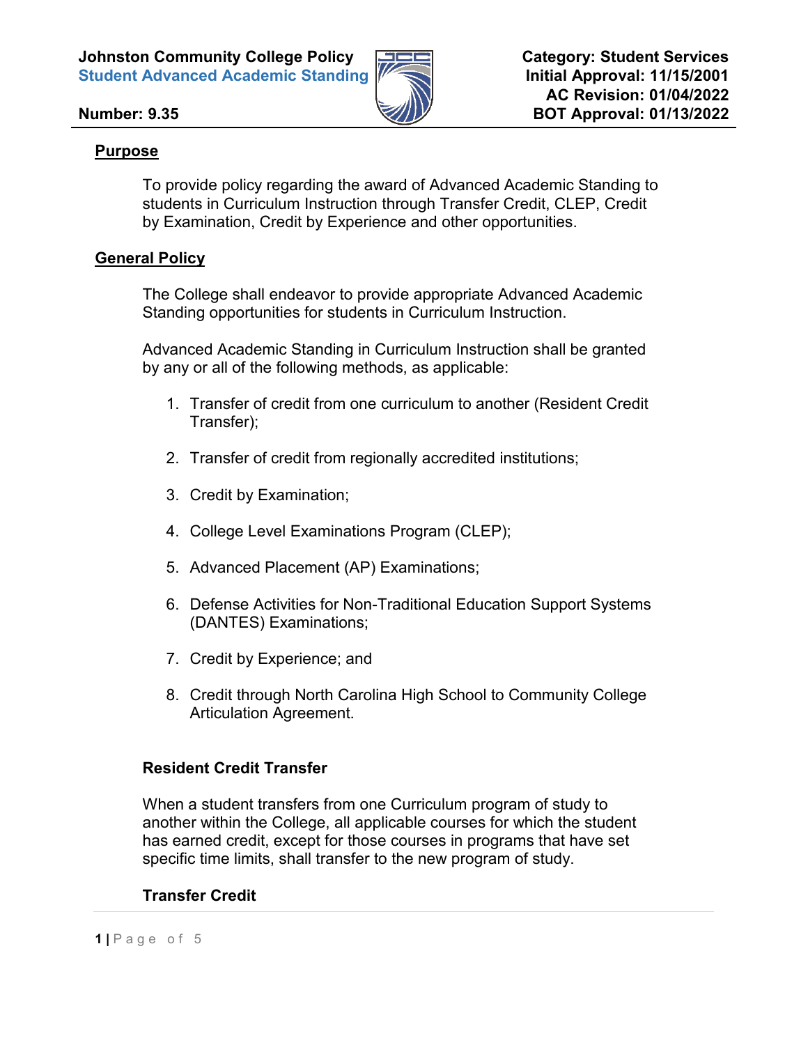**Johnston Community College Policy**
**Student Advanced Academic Standing**

**Number: 9.35**

**Category: Student Services**
**Initial Approval: 11/15/2001**
**AC Revision: 01/04/2022**
**BOT Approval: 01/13/2022**

## Purpose

To provide policy regarding the award of Advanced Academic Standing to students in Curriculum Instruction through Transfer Credit, CLEP, Credit by Examination, Credit by Experience and other opportunities.

## General Policy

The College shall endeavor to provide appropriate Advanced Academic Standing opportunities for students in Curriculum Instruction.

Advanced Academic Standing in Curriculum Instruction shall be granted by any or all of the following methods, as applicable:

1. Transfer of credit from one curriculum to another (Resident Credit Transfer);
2. Transfer of credit from regionally accredited institutions;
3. Credit by Examination;
4. College Level Examinations Program (CLEP);
5. Advanced Placement (AP) Examinations;
6. Defense Activities for Non-Traditional Education Support Systems (DANTES) Examinations;
7. Credit by Experience; and
8. Credit through North Carolina High School to Community College Articulation Agreement.

### Resident Credit Transfer

When a student transfers from one Curriculum program of study to another within the College, all applicable courses for which the student has earned credit, except for those courses in programs that have set specific time limits, shall transfer to the new program of study.

### Transfer Credit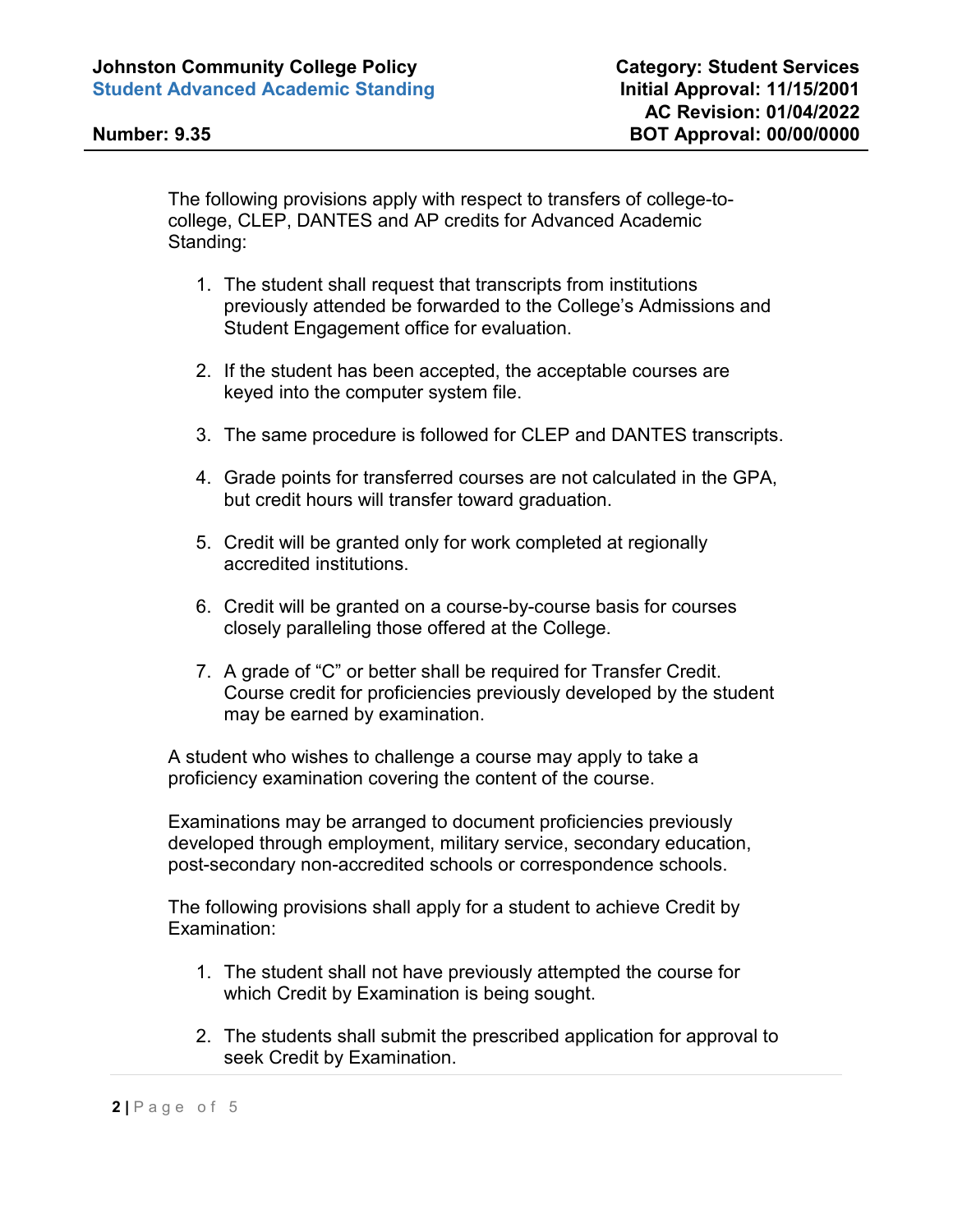The following provisions apply with respect to transfers of college-to-college, CLEP, DANTES and AP credits for Advanced Academic Standing:

1. The student shall request that transcripts from institutions previously attended be forwarded to the College's Admissions and Student Engagement office for evaluation.

2. If the student has been accepted, the acceptable courses are keyed into the computer system file.

3. The same procedure is followed for CLEP and DANTES transcripts.

4. Grade points for transferred courses are not calculated in the GPA, but credit hours will transfer toward graduation.

5. Credit will be granted only for work completed at regionally accredited institutions.

6. Credit will be granted on a course-by-course basis for courses closely paralleling those offered at the College.

7. A grade of "C" or better shall be required for Transfer Credit. Course credit for proficiencies previously developed by the student may be earned by examination.

A student who wishes to challenge a course may apply to take a proficiency examination covering the content of the course.

Examinations may be arranged to document proficiencies previously developed through employment, military service, secondary education, post-secondary non-accredited schools or correspondence schools.

The following provisions shall apply for a student to achieve Credit by Examination:

1. The student shall not have previously attempted the course for which Credit by Examination is being sought.

2. The students shall submit the prescribed application for approval to seek Credit by Examination.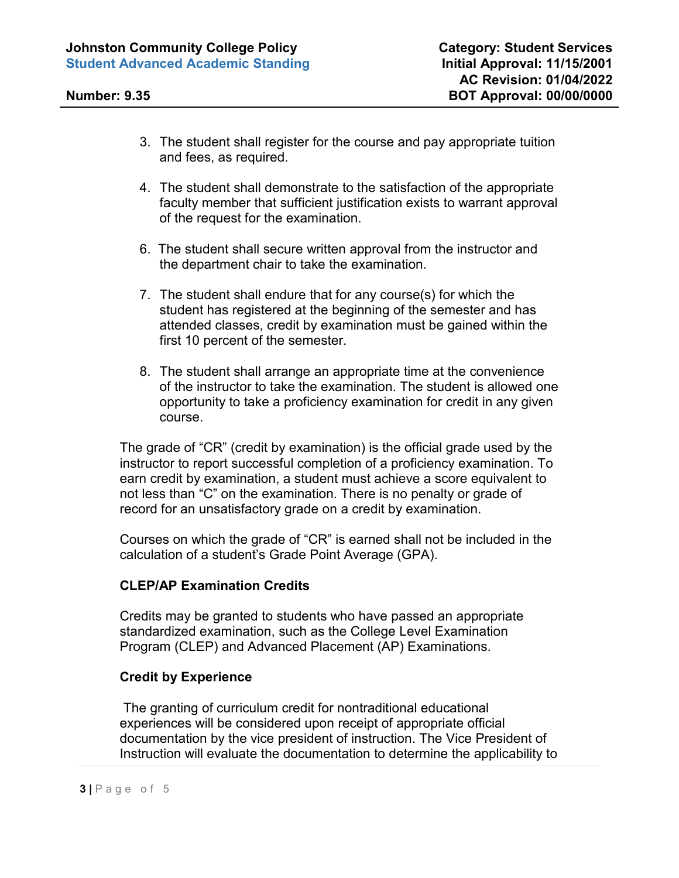3. The student shall register for the course and pay appropriate tuition and fees, as required.

4. The student shall demonstrate to the satisfaction of the appropriate faculty member that sufficient justification exists to warrant approval of the request for the examination.

6. The student shall secure written approval from the instructor and the department chair to take the examination.

7. The student shall endure that for any course(s) for which the student has registered at the beginning of the semester and has attended classes, credit by examination must be gained within the first 10 percent of the semester.

8. The student shall arrange an appropriate time at the convenience of the instructor to take the examination. The student is allowed one opportunity to take a proficiency examination for credit in any given course.

The grade of "CR" (credit by examination) is the official grade used by the instructor to report successful completion of a proficiency examination. To earn credit by examination, a student must achieve a score equivalent to not less than "C" on the examination. There is no penalty or grade of record for an unsatisfactory grade on a credit by examination.

Courses on which the grade of "CR" is earned shall not be included in the calculation of a student's Grade Point Average (GPA).

**CLEP/AP Examination Credits**

Credits may be granted to students who have passed an appropriate standardized examination, such as the College Level Examination Program (CLEP) and Advanced Placement (AP) Examinations.

**Credit by Experience**

The granting of curriculum credit for nontraditional educational experiences will be considered upon receipt of appropriate official documentation by the vice president of instruction. The Vice President of Instruction will evaluate the documentation to determine the applicability to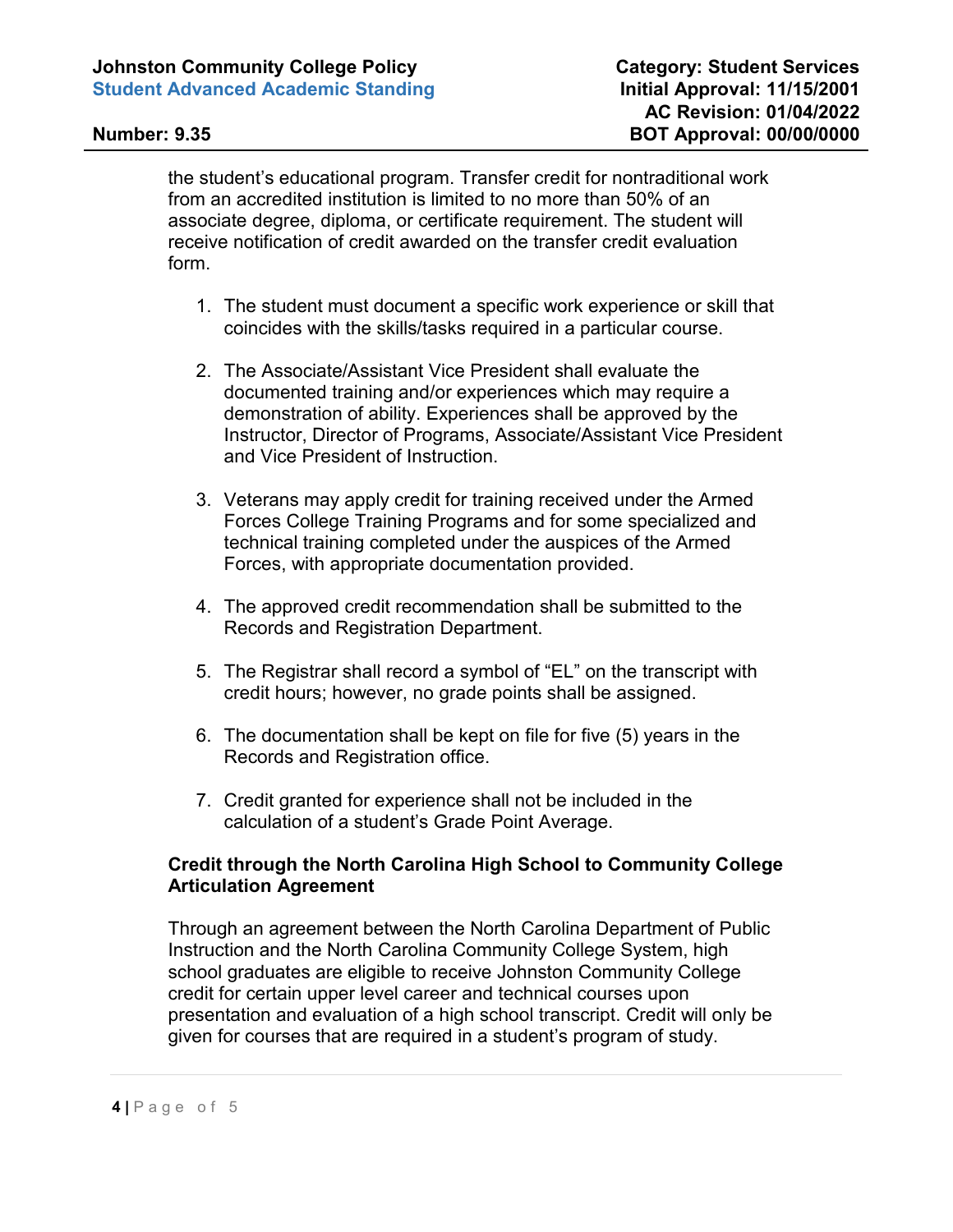the student's educational program. Transfer credit for nontraditional work from an accredited institution is limited to no more than 50% of an associate degree, diploma, or certificate requirement. The student will receive notification of credit awarded on the transfer credit evaluation form.

1. The student must document a specific work experience or skill that coincides with the skills/tasks required in a particular course.

2. The Associate/Assistant Vice President shall evaluate the documented training and/or experiences which may require a demonstration of ability. Experiences shall be approved by the Instructor, Director of Programs, Associate/Assistant Vice President and Vice President of Instruction.

3. Veterans may apply credit for training received under the Armed Forces College Training Programs and for some specialized and technical training completed under the auspices of the Armed Forces, with appropriate documentation provided.

4. The approved credit recommendation shall be submitted to the Records and Registration Department.

5. The Registrar shall record a symbol of "EL" on the transcript with credit hours; however, no grade points shall be assigned.

6. The documentation shall be kept on file for five (5) years in the Records and Registration office.

7. Credit granted for experience shall not be included in the calculation of a student's Grade Point Average.

**Credit through the North Carolina High School to Community College Articulation Agreement**

Through an agreement between the North Carolina Department of Public Instruction and the North Carolina Community College System, high school graduates are eligible to receive Johnston Community College credit for certain upper level career and technical courses upon presentation and evaluation of a high school transcript. Credit will only be given for courses that are required in a student's program of study.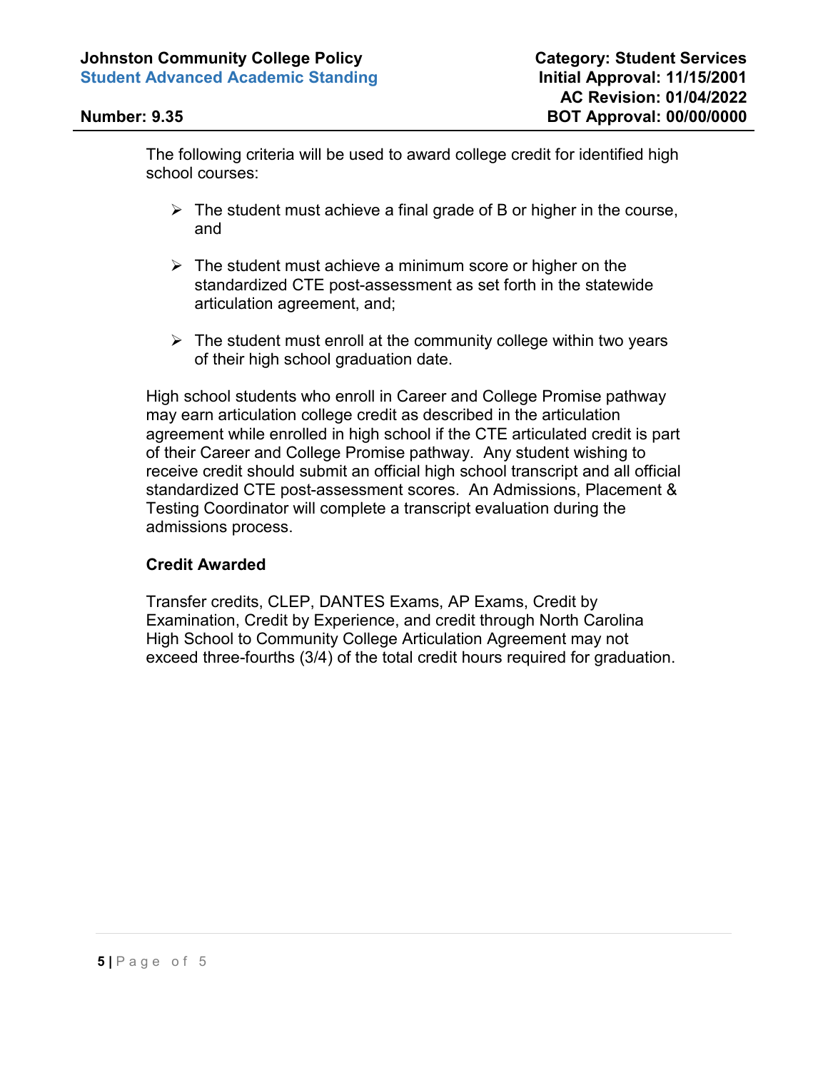The following criteria will be used to award college credit for identified high school courses:

- The student must achieve a final grade of B or higher in the course, and
- The student must achieve a minimum score or higher on the standardized CTE post-assessment as set forth in the statewide articulation agreement, and;
- The student must enroll at the community college within two years of their high school graduation date.

High school students who enroll in Career and College Promise pathway may earn articulation college credit as described in the articulation agreement while enrolled in high school if the CTE articulated credit is part of their Career and College Promise pathway. Any student wishing to receive credit should submit an official high school transcript and all official standardized CTE post-assessment scores. An Admissions, Placement & Testing Coordinator will complete a transcript evaluation during the admissions process.

**Credit Awarded**

Transfer credits, CLEP, DANTES Exams, AP Exams, Credit by Examination, Credit by Experience, and credit through North Carolina High School to Community College Articulation Agreement may not exceed three-fourths (3/4) of the total credit hours required for graduation.